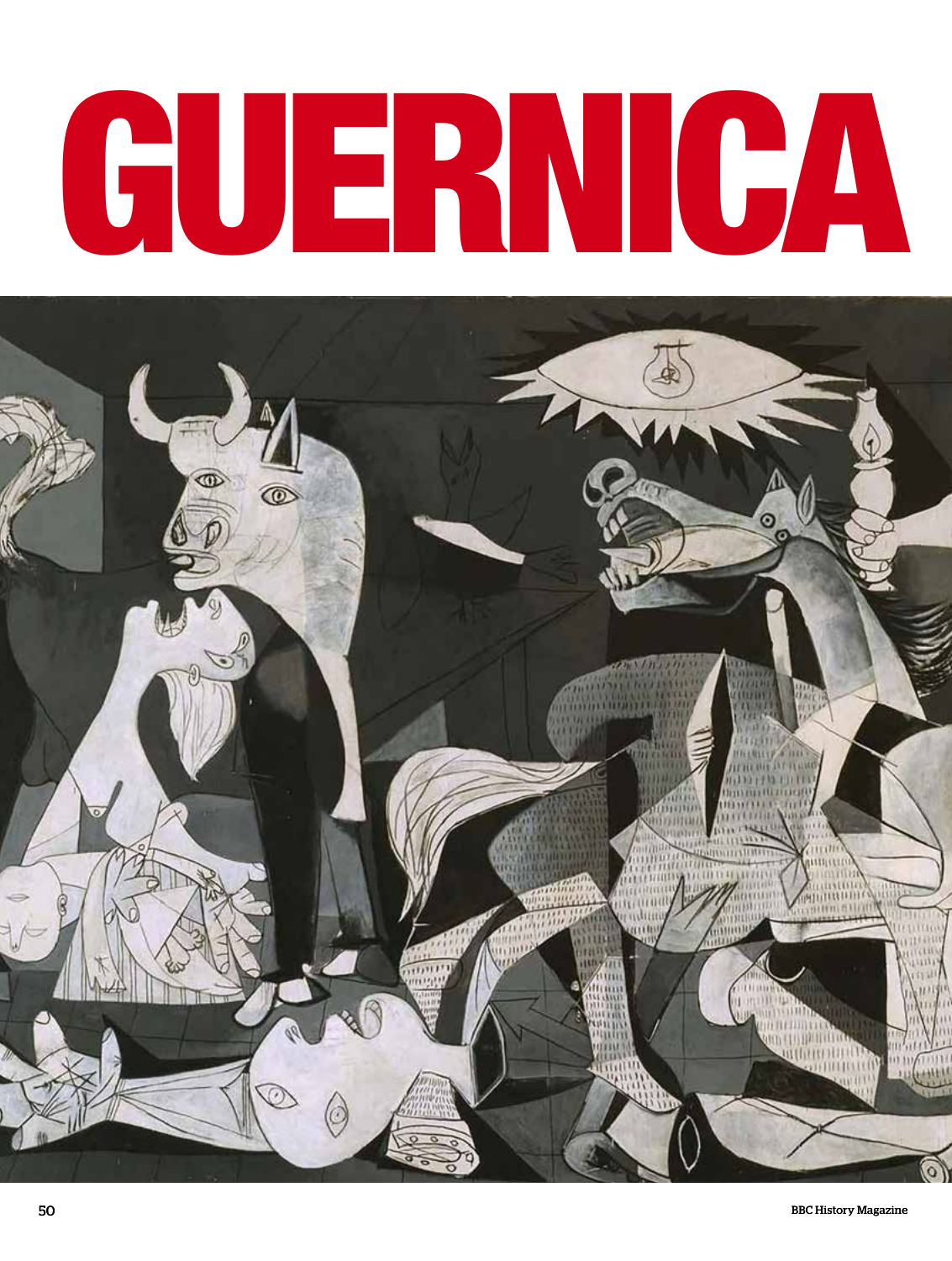# GUERNICA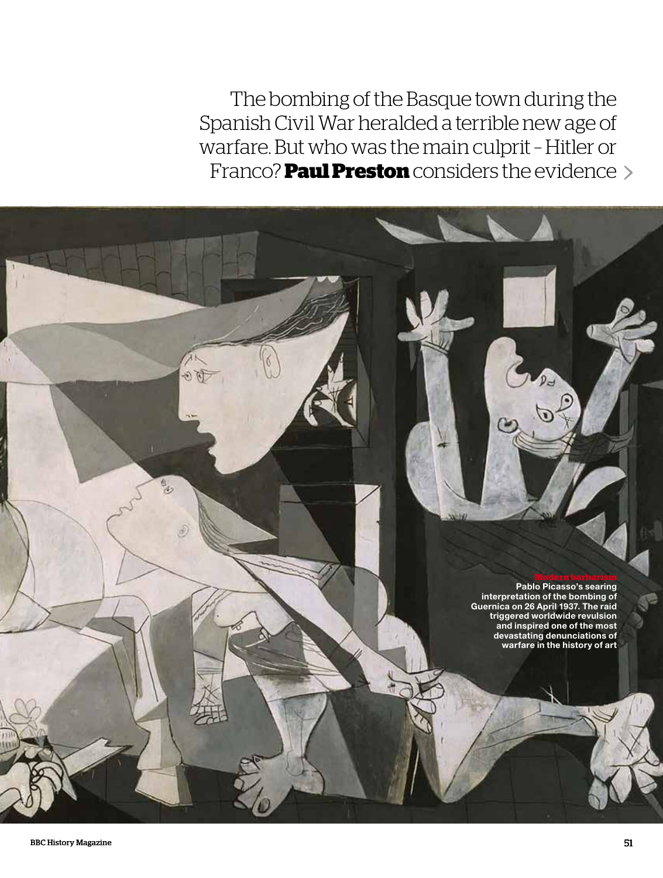The bombing of the Basque town during the Spanish Civil War heralded a terrible new age of warfare. But who was the main culprit – Hitler or Franco? **Paul Preston** considers the evidence

**Modern barbarism**
Pablo Picasso's searing interpretation of the bombing of Guernica on 26 April 1937. The raid triggered worldwide revulsion and inspired one of the most devastating denunciations of warfare in the history of art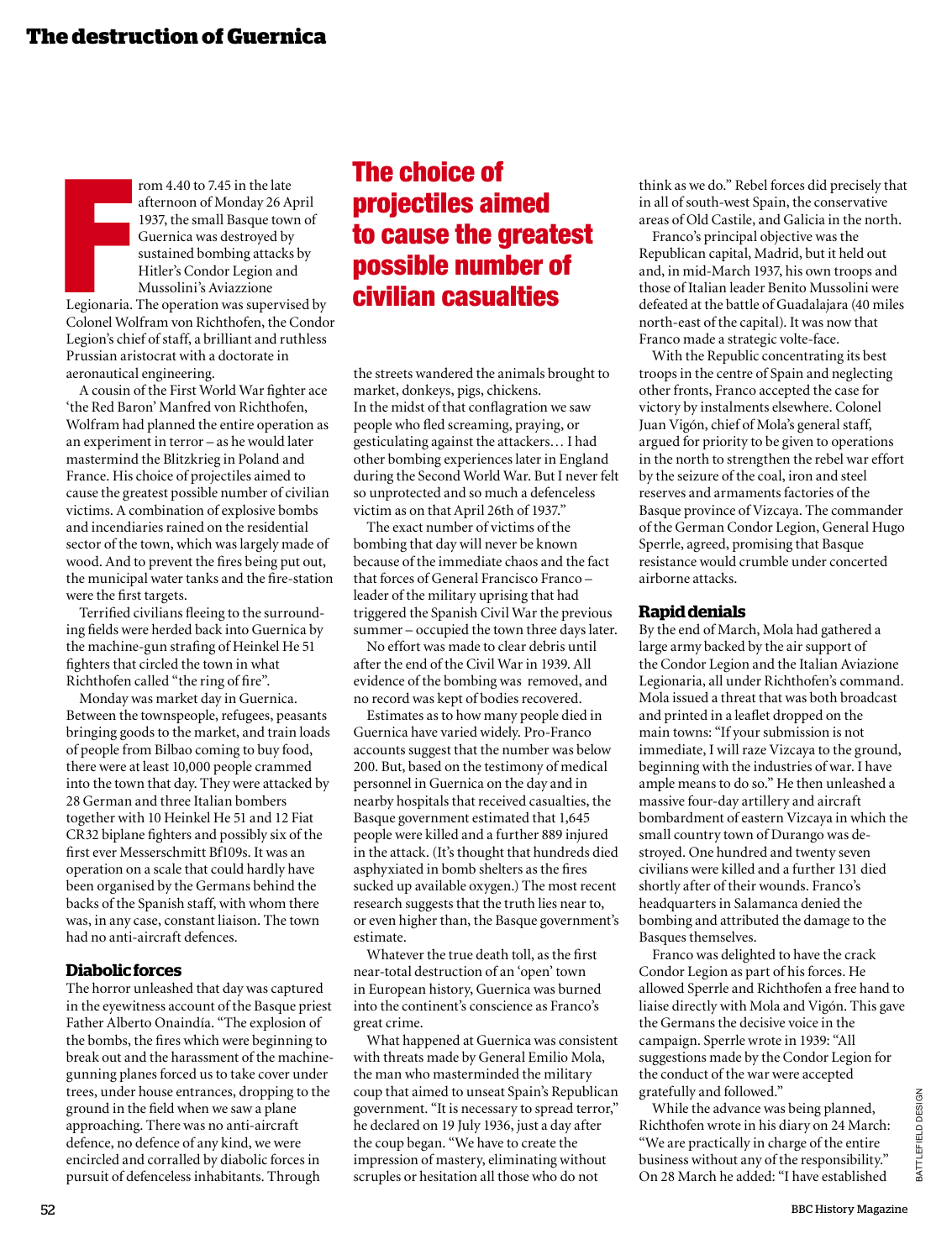From 4.40 to 7.45 in the late afternoon of Monday 26 April 1937, the small Basque town of Guernica was destroyed by sustained bombing attacks by Hitler's Condor Legion and Mussolini's Aviazzione Legionaria. The operation was supervised by Colonel Wolfram von Richthofen, the Condor Legion's chief of staff, a brilliant and ruthless Prussian aristocrat with a doctorate in aeronautical engineering.

A cousin of the First World War fighter ace 'the Red Baron' Manfred von Richthofen, Wolfram had planned the entire operation as an experiment in terror – as he would later mastermind the Blitzkrieg in Poland and France. His choice of projectiles aimed to cause the greatest possible number of civilian victims. A combination of explosive bombs and incendiaries rained on the residential sector of the town, which was largely made of wood. And to prevent the fires being put out, the municipal water tanks and the fire-station were the first targets.

Terrified civilians fleeing to the surrounding fields were herded back into Guernica by the machine-gun strafing of Heinkel He 51 fighters that circled the town in what Richthofen called "the ring of fire".

Monday was market day in Guernica. Between the townspeople, refugees, peasants bringing goods to the market, and train loads of people from Bilbao coming to buy food, there were at least 10,000 people crammed into the town that day. They were attacked by 28 German and three Italian bombers together with 10 Heinkel He 51 and 12 Fiat CR32 biplane fighters and possibly six of the first ever Messerschmitt Bf109s. It was an operation on a scale that could hardly have been organised by the Germans behind the backs of the Spanish staff, with whom there was, in any case, constant liaison. The town had no anti-aircraft defences.

## The choice of projectiles aimed to cause the greatest possible number of civilian casualties

### Diabolic forces

The horror unleashed that day was captured in the eyewitness account of the Basque priest Father Alberto Onaindía. "The explosion of the bombs, the fires which were beginning to break out and the harassment of the machine-gunning planes forced us to take cover under trees, under house entrances, dropping to the ground in the field when we saw a plane approaching. There was no anti-aircraft defence, no defence of any kind, we were encircled and corralled by diabolic forces in pursuit of defenceless inhabitants. Through the streets wandered the animals brought to market, donkeys, pigs, chickens. In the midst of that conflagration we saw people who fled screaming, praying, or gesticulating against the attackers… I had other bombing experiences later in England during the Second World War. But I never felt so unprotected and so much a defenceless victim as on that April 26th of 1937."

The exact number of victims of the bombing that day will never be known because of the immediate chaos and the fact that forces of General Francisco Franco – leader of the military uprising that had triggered the Spanish Civil War the previous summer – occupied the town three days later.

No effort was made to clear debris until after the end of the Civil War in 1939. All evidence of the bombing was removed, and no record was kept of bodies recovered.

Estimates as to how many people died in Guernica have varied widely. Pro-Franco accounts suggest that the number was below 200. But, based on the testimony of medical personnel in Guernica on the day and in nearby hospitals that received casualties, the Basque government estimated that 1,645 people were killed and a further 889 injured in the attack. (It's thought that hundreds died asphyxiated in bomb shelters as the fires sucked up available oxygen.) The most recent research suggests that the truth lies near to, or even higher than, the Basque government's estimate.

Whatever the true death toll, as the first near-total destruction of an 'open' town in European history, Guernica was burned into the continent's conscience as Franco's great crime.

What happened at Guernica was consistent with threats made by General Emilio Mola, the man who masterminded the military coup that aimed to unseat Spain's Republican government. "It is necessary to spread terror," he declared on 19 July 1936, just a day after the coup began. "We have to create the impression of mastery, eliminating without scruples or hesitation all those who do not think as we do." Rebel forces did precisely that in all of south-west Spain, the conservative areas of Old Castile, and Galicia in the north.

Franco's principal objective was the Republican capital, Madrid, but it held out and, in mid-March 1937, his own troops and those of Italian leader Benito Mussolini were defeated at the battle of Guadalajara (40 miles north-east of the capital). It was now that Franco made a strategic volte-face.

With the Republic concentrating its best troops in the centre of Spain and neglecting other fronts, Franco accepted the case for victory by instalments elsewhere. Colonel Juan Vigón, chief of Mola's general staff, argued for priority to be given to operations in the north to strengthen the rebel war effort by the seizure of the coal, iron and steel reserves and armaments factories of the Basque province of Vizcaya. The commander of the German Condor Legion, General Hugo Sperrle, agreed, promising that Basque resistance would crumble under concerted airborne attacks.

### Rapid denials

By the end of March, Mola had gathered a large army backed by the air support of the Condor Legion and the Italian Aviazione Legionaria, all under Richthofen's command. Mola issued a threat that was both broadcast and printed in a leaflet dropped on the main towns: "If your submission is not immediate, I will raze Vizcaya to the ground, beginning with the industries of war. I have ample means to do so." He then unleashed a massive four-day artillery and aircraft bombardment of eastern Vizcaya in which the small country town of Durango was destroyed. One hundred and twenty seven civilians were killed and a further 131 died shortly after of their wounds. Franco's headquarters in Salamanca denied the bombing and attributed the damage to the Basques themselves.

Franco was delighted to have the crack Condor Legion as part of his forces. He allowed Sperrle and Richthofen a free hand to liaise directly with Mola and Vigón. This gave the Germans the decisive voice in the campaign. Sperrle wrote in 1939: "All suggestions made by the Condor Legion for the conduct of the war were accepted gratefully and followed."

While the advance was being planned, Richthofen wrote in his diary on 24 March: "We are practically in charge of the entire business without any of the responsibility." On 28 March he added: "I have established

BATTLEFIELD DESIGN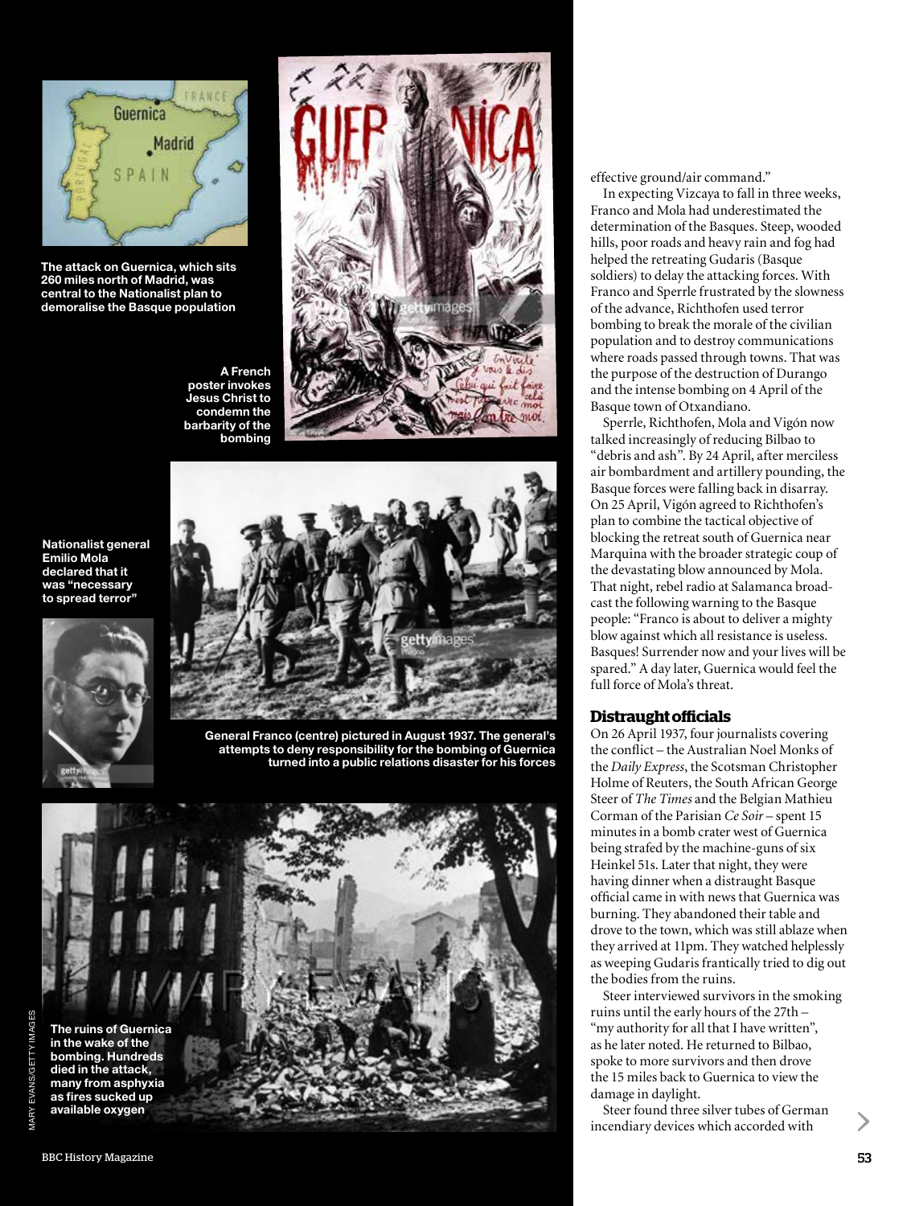The attack on Guernica, which sits 260 miles north of Madrid, was central to the Nationalist plan to demoralise the Basque population

A French poster invokes Jesus Christ to condemn the barbarity of the bombing

Nationalist general Emilio Mola declared that it was "necessary to spread terror"

General Franco (centre) pictured in August 1937. The general's attempts to deny responsibility for the bombing of Guernica turned into a public relations disaster for his forces

The ruins of Guernica in the wake of the bombing. Hundreds died in the attack, many from asphyxia as fires sucked up available oxygen

effective ground/air command."

In expecting Vizcaya to fall in three weeks, Franco and Mola had underestimated the determination of the Basques. Steep, wooded hills, poor roads and heavy rain and fog had helped the retreating Gudaris (Basque soldiers) to delay the attacking forces. With Franco and Sperrle frustrated by the slowness of the advance, Richthofen used terror bombing to break the morale of the civilian population and to destroy communications where roads passed through towns. That was the purpose of the destruction of Durango and the intense bombing on 4 April of the Basque town of Otxandiano.

Sperrle, Richthofen, Mola and Vigón now talked increasingly of reducing Bilbao to "debris and ash". By 24 April, after merciless air bombardment and artillery pounding, the Basque forces were falling back in disarray. On 25 April, Vigón agreed to Richthofen's plan to combine the tactical objective of blocking the retreat south of Guernica near Marquina with the broader strategic coup of the devastating blow announced by Mola. That night, rebel radio at Salamanca broadcast the following warning to the Basque people: "Franco is about to deliver a mighty blow against which all resistance is useless. Basques! Surrender now and your lives will be spared." A day later, Guernica would feel the full force of Mola's threat.

## Distraught officials

On 26 April 1937, four journalists covering the conflict – the Australian Noel Monks of the *Daily Express*, the Scotsman Christopher Holme of Reuters, the South African George Steer of *The Times* and the Belgian Mathieu Corman of the Parisian *Ce Soir* – spent 15 minutes in a bomb crater west of Guernica being strafed by the machine-guns of six Heinkel 51s. Later that night, they were having dinner when a distraught Basque official came in with news that Guernica was burning. They abandoned their table and drove to the town, which was still ablaze when they arrived at 11pm. They watched helplessly as weeping Gudaris frantically tried to dig out the bodies from the ruins.

Steer interviewed survivors in the smoking ruins until the early hours of the 27th – "my authority for all that I have written", as he later noted. He returned to Bilbao, spoke to more survivors and then drove the 15 miles back to Guernica to view the damage in daylight.

Steer found three silver tubes of German incendiary devices which accorded with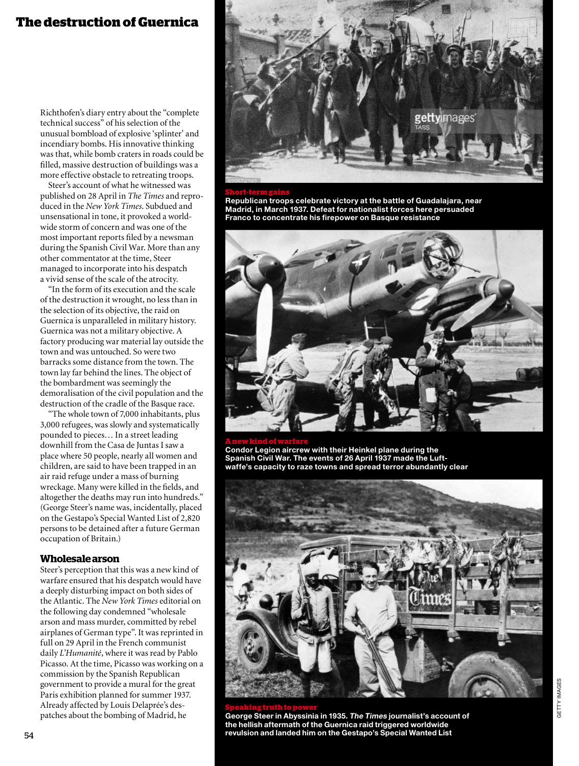# The destruction of Guernica

Richthofen's diary entry about the "complete technical success" of his selection of the unusual bombload of explosive 'splinter' and incendiary bombs. His innovative thinking was that, while bomb craters in roads could be filled, massive destruction of buildings was a more effective obstacle to retreating troops.

Steer's account of what he witnessed was published on 28 April in *The Times* and reproduced in the *New York Times*. Subdued and unsensational in tone, it provoked a worldwide storm of concern and was one of the most important reports filed by a newsman during the Spanish Civil War. More than any other commentator at the time, Steer managed to incorporate into his despatch a vivid sense of the scale of the atrocity.

"In the form of its execution and the scale of the destruction it wrought, no less than in the selection of its objective, the raid on Guernica is unparalleled in military history. Guernica was not a military objective. A factory producing war material lay outside the town and was untouched. So were two barracks some distance from the town. The town lay far behind the lines. The object of the bombardment was seemingly the demoralisation of the civil population and the destruction of the cradle of the Basque race.

"The whole town of 7,000 inhabitants, plus 3,000 refugees, was slowly and systematically pounded to pieces… In a street leading downhill from the Casa de Juntas I saw a place where 50 people, nearly all women and children, are said to have been trapped in an air raid refuge under a mass of burning wreckage. Many were killed in the fields, and altogether the deaths may run into hundreds." (George Steer's name was, incidentally, placed on the Gestapo's Special Wanted List of 2,820 persons to be detained after a future German occupation of Britain.)

## Wholesale arson

Steer's perception that this was a new kind of warfare ensured that his despatch would have a deeply disturbing impact on both sides of the Atlantic. The *New York Times* editorial on the following day condemned "wholesale arson and mass murder, committed by rebel airplanes of German type". It was reprinted in full on 29 April in the French communist daily *L'Humanité*, where it was read by Pablo Picasso. At the time, Picasso was working on a commission by the Spanish Republican government to provide a mural for the great Paris exhibition planned for summer 1937. Already affected by Louis Delaprée's despatches about the bombing of Madrid, he

**Short-term gains**
**Republican troops celebrate victory at the battle of Guadalajara, near Madrid, in March 1937. Defeat for nationalist forces here persuaded Franco to concentrate his firepower on Basque resistance**

**A new kind of warfare**
**Condor Legion aircrew with their Heinkel plane during the Spanish Civil War. The events of 26 April 1937 made the Luftwaffe's capacity to raze towns and spread terror abundantly clear**

**Speaking truth to power**
**George Steer in Abyssinia in 1935. *The Times* journalist's account of the hellish aftermath of the Guernica raid triggered worldwide revulsion and landed him on the Gestapo's Special Wanted List**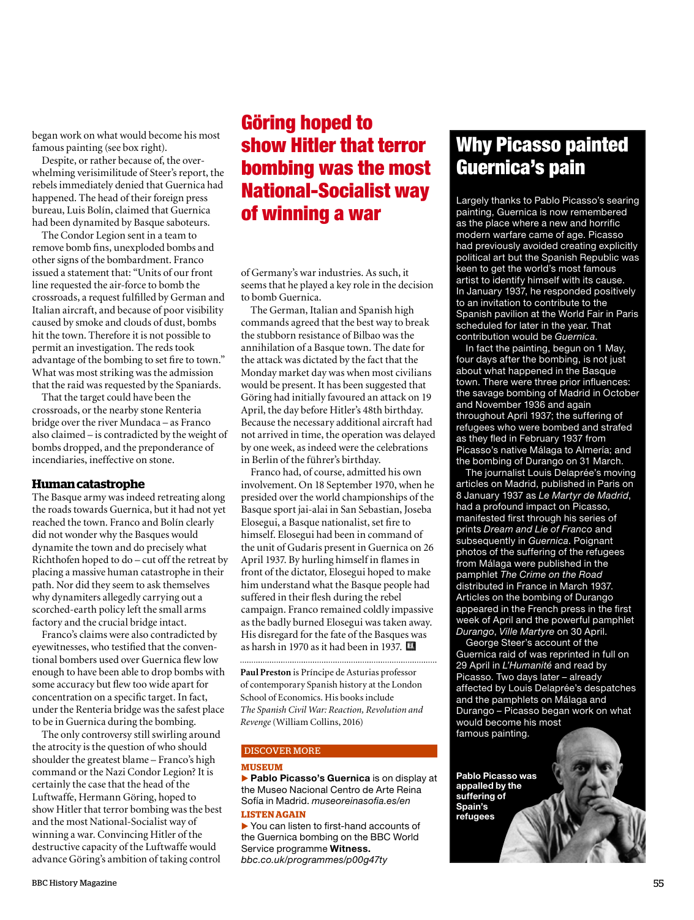began work on what would become his most famous painting (see box right).

Despite, or rather because of, the overwhelming verisimilitude of Steer's report, the rebels immediately denied that Guernica had happened. The head of their foreign press bureau, Luis Bolín, claimed that Guernica had been dynamited by Basque saboteurs.

The Condor Legion sent in a team to remove bomb fins, unexploded bombs and other signs of the bombardment. Franco issued a statement that: "Units of our front line requested the air-force to bomb the crossroads, a request fulfilled by German and Italian aircraft, and because of poor visibility caused by smoke and clouds of dust, bombs hit the town. Therefore it is not possible to permit an investigation. The reds took advantage of the bombing to set fire to town." What was most striking was the admission that the raid was requested by the Spaniards.

That the target could have been the crossroads, or the nearby stone Renteria bridge over the river Mundaca – as Franco also claimed – is contradicted by the weight of bombs dropped, and the preponderance of incendiaries, ineffective on stone.

### Human catastrophe

The Basque army was indeed retreating along the roads towards Guernica, but it had not yet reached the town. Franco and Bolín clearly did not wonder why the Basques would dynamite the town and do precisely what Richthofen hoped to do – cut off the retreat by placing a massive human catastrophe in their path. Nor did they seem to ask themselves why dynamiters allegedly carrying out a scorched-earth policy left the small arms factory and the crucial bridge intact.

Franco's claims were also contradicted by eyewitnesses, who testified that the conventional bombers used over Guernica flew low enough to have been able to drop bombs with some accuracy but flew too wide apart for concentration on a specific target. In fact, under the Renteria bridge was the safest place to be in Guernica during the bombing.

The only controversy still swirling around the atrocity is the question of who should shoulder the greatest blame – Franco's high command or the Nazi Condor Legion? It is certainly the case that the head of the Luftwaffe, Hermann Göring, hoped to show Hitler that terror bombing was the best and the most National-Socialist way of winning a war. Convincing Hitler of the destructive capacity of the Luftwaffe would advance Göring's ambition of taking control of Germany's war industries. As such, it seems that he played a key role in the decision to bomb Guernica.

## Göring hoped to show Hitler that terror bombing was the most National-Socialist way of winning a war

The German, Italian and Spanish high commands agreed that the best way to break the stubborn resistance of Bilbao was the annihilation of a Basque town. The date for the attack was dictated by the fact that the Monday market day was when most civilians would be present. It has been suggested that Göring had initially favoured an attack on 19 April, the day before Hitler's 48th birthday. Because the necessary additional aircraft had not arrived in time, the operation was delayed by one week, as indeed were the celebrations in Berlin of the führer's birthday.

Franco had, of course, admitted his own involvement. On 18 September 1970, when he presided over the world championships of the Basque sport jai-alai in San Sebastian, Joseba Elosegui, a Basque nationalist, set fire to himself. Elosegui had been in command of the unit of Gudaris present in Guernica on 26 April 1937. By hurling himself in flames in front of the dictator, Elosegui hoped to make him understand what the Basque people had suffered in their flesh during the rebel campaign. Franco remained coldly impassive as the badly burned Elosegui was taken away. His disregard for the fate of the Basques was as harsh in 1970 as it had been in 1937.

**Paul Preston** is Príncipe de Asturias professor of contemporary Spanish history at the London School of Economics. His books include *The Spanish Civil War: Reaction, Revolution and Revenge* (William Collins, 2016)

### DISCOVER MORE

**MUSEUM**

▶ **Pablo Picasso's Guernica** is on display at the Museo Nacional Centro de Arte Reina Sofía in Madrid. *museoreinasofia.es/en*

**LISTEN AGAIN**

▶ You can listen to first-hand accounts of the Guernica bombing on the BBC World Service programme **Witness.** *bbc.co.uk/programmes/p00g47ty*

## Why Picasso painted Guernica's pain

Largely thanks to Pablo Picasso's searing painting, Guernica is now remembered as the place where a new and horrific modern warfare came of age. Picasso had previously avoided creating explicitly political art but the Spanish Republic was keen to get the world's most famous artist to identify himself with its cause. In January 1937, he responded positively to an invitation to contribute to the Spanish pavilion at the World Fair in Paris scheduled for later in the year. That contribution would be *Guernica*.

In fact the painting, begun on 1 May, four days after the bombing, is not just about what happened in the Basque town. There were three prior influences: the savage bombing of Madrid in October and November 1936 and again throughout April 1937; the suffering of refugees who were bombed and strafed as they fled in February 1937 from Picasso's native Málaga to Almería; and the bombing of Durango on 31 March.

The journalist Louis Delaprée's moving articles on Madrid, published in Paris on 8 January 1937 as *Le Martyr de Madrid*, had a profound impact on Picasso, manifested first through his series of prints *Dream and Lie of Franco* and subsequently in *Guernica*. Poignant photos of the suffering of the refugees from Málaga were published in the pamphlet *The Crime on the Road* distributed in France in March 1937. Articles on the bombing of Durango appeared in the French press in the first week of April and the powerful pamphlet *Durango, Ville Martyre* on 30 April.

George Steer's account of the Guernica raid of was reprinted in full on 29 April in *L'Humanité* and read by Picasso. Two days later – already affected by Louis Delaprée's despatches and the pamphlets on Málaga and Durango – Picasso began work on what would become his most famous painting.

**Pablo Picasso was appalled by the suffering of Spain's refugees**